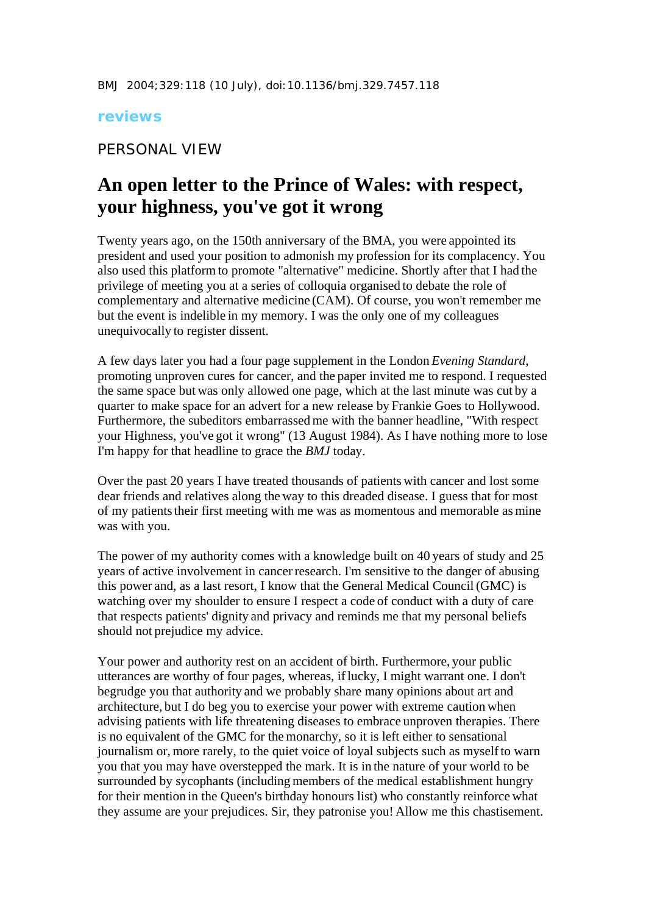BMJ 2004;329:118 (10 July), doi:10.1136/bmj.329.7457.118

**reviews**

PERSONAL VIEW

# An open letter to the Prince of Wales: with respect, your highness, you've got it wrong

Twenty years ago, on the 150th anniversary of the BMA, you were appointed its president and used your position to admonish my profession for its complacency. You also used this platform to promote "alternative" medicine. Shortly after that I had the privilege of meeting you at a series of colloquia organised to debate the role of complementary and alternative medicine (CAM). Of course, you won't remember me but the event is indelible in my memory. I was the only one of my colleagues unequivocally to register dissent.

A few days later you had a four page supplement in the London *Evening Standard*, promoting unproven cures for cancer, and the paper invited me to respond. I requested the same space but was only allowed one page, which at the last minute was cut by a quarter to make space for an advert for a new release by Frankie Goes to Hollywood. Furthermore, the subeditors embarrassed me with the banner headline, "With respect your Highness, you've got it wrong" (13 August 1984). As I have nothing more to lose I'm happy for that headline to grace the *BMJ* today.

Over the past 20 years I have treated thousands of patients with cancer and lost some dear friends and relatives along the way to this dreaded disease. I guess that for most of my patients their first meeting with me was as momentous and memorable as mine was with you.

The power of my authority comes with a knowledge built on 40 years of study and 25 years of active involvement in cancer research. I'm sensitive to the danger of abusing this power and, as a last resort, I know that the General Medical Council (GMC) is watching over my shoulder to ensure I respect a code of conduct with a duty of care that respects patients' dignity and privacy and reminds me that my personal beliefs should not prejudice my advice.

Your power and authority rest on an accident of birth. Furthermore, your public utterances are worthy of four pages, whereas, if lucky, I might warrant one. I don't begrudge you that authority and we probably share many opinions about art and architecture, but I do beg you to exercise your power with extreme caution when advising patients with life threatening diseases to embrace unproven therapies. There is no equivalent of the GMC for the monarchy, so it is left either to sensational journalism or, more rarely, to the quiet voice of loyal subjects such as myself to warn you that you may have overstepped the mark. It is in the nature of your world to be surrounded by sycophants (including members of the medical establishment hungry for their mention in the Queen's birthday honours list) who constantly reinforce what they assume are your prejudices. Sir, they patronise you! Allow me this chastisement.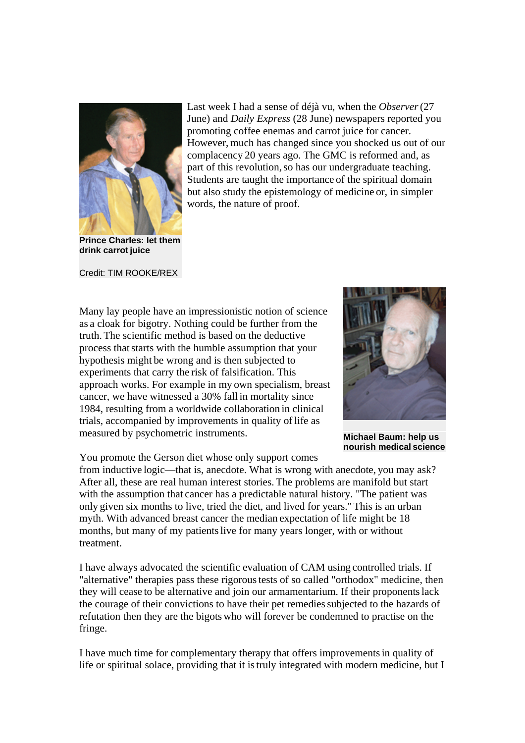Last week I had a sense of déjà vu, when the *Observer* (27 June) and *Daily Express* (28 June) newspapers reported you promoting coffee enemas and carrot juice for cancer. However, much has changed since you shocked us out of our complacency 20 years ago. The GMC is reformed and, as part of this revolution, so has our undergraduate teaching. Students are taught the importance of the spiritual domain but also study the epistemology of medicine or, in simpler words, the nature of proof.

**Prince Charles: let them drink carrot juice**

Credit: TIM ROOKE/REX

Many lay people have an impressionistic notion of science as a cloak for bigotry. Nothing could be further from the truth. The scientific method is based on the deductive process that starts with the humble assumption that your hypothesis might be wrong and is then subjected to experiments that carry the risk of falsification. This approach works. For example in my own specialism, breast cancer, we have witnessed a 30% fall in mortality since 1984, resulting from a worldwide collaboration in clinical trials, accompanied by improvements in quality of life as measured by psychometric instruments.

**Michael Baum: help us nourish medical science**

You promote the Gerson diet whose only support comes from inductive logic—that is, anecdote. What is wrong with anecdote, you may ask? After all, these are real human interest stories. The problems are manifold but start with the assumption that cancer has a predictable natural history. "The patient was only given six months to live, tried the diet, and lived for years." This is an urban myth. With advanced breast cancer the median expectation of life might be 18 months, but many of my patients live for many years longer, with or without treatment.

I have always advocated the scientific evaluation of CAM using controlled trials. If "alternative" therapies pass these rigorous tests of so called "orthodox" medicine, then they will cease to be alternative and join our armamentarium. If their proponents lack the courage of their convictions to have their pet remedies subjected to the hazards of refutation then they are the bigots who will forever be condemned to practise on the fringe.

I have much time for complementary therapy that offers improvements in quality of life or spiritual solace, providing that it is truly integrated with modern medicine, but I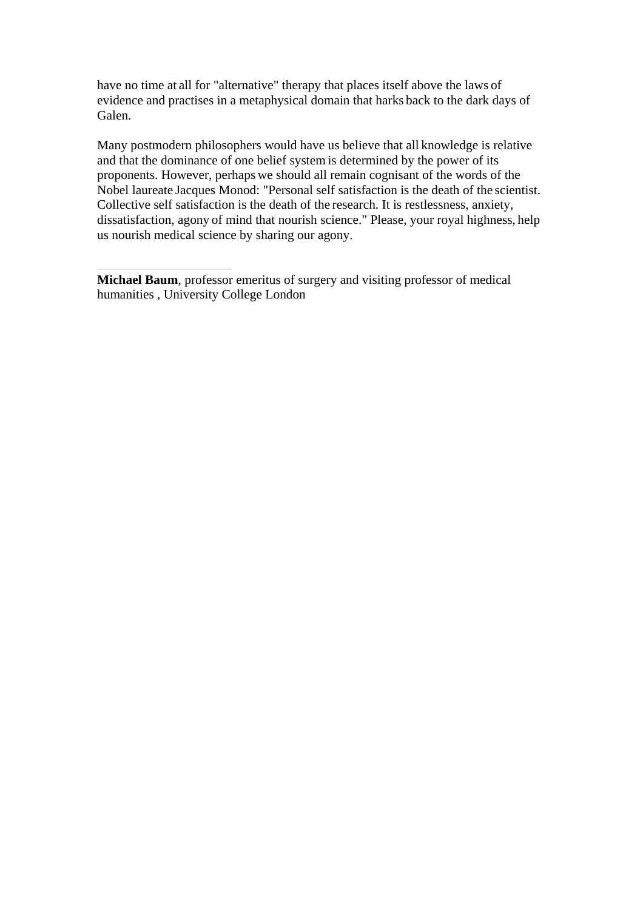have no time at all for "alternative" therapy that places itself above the laws of evidence and practises in a metaphysical domain that harks back to the dark days of Galen.

Many postmodern philosophers would have us believe that all knowledge is relative and that the dominance of one belief system is determined by the power of its proponents. However, perhaps we should all remain cognisant of the words of the Nobel laureate Jacques Monod: "Personal self satisfaction is the death of the scientist. Collective self satisfaction is the death of the research. It is restlessness, anxiety, dissatisfaction, agony of mind that nourish science." Please, your royal highness, help us nourish medical science by sharing our agony.

---

**Michael Baum**, professor emeritus of surgery and visiting professor of medical humanities , University College London